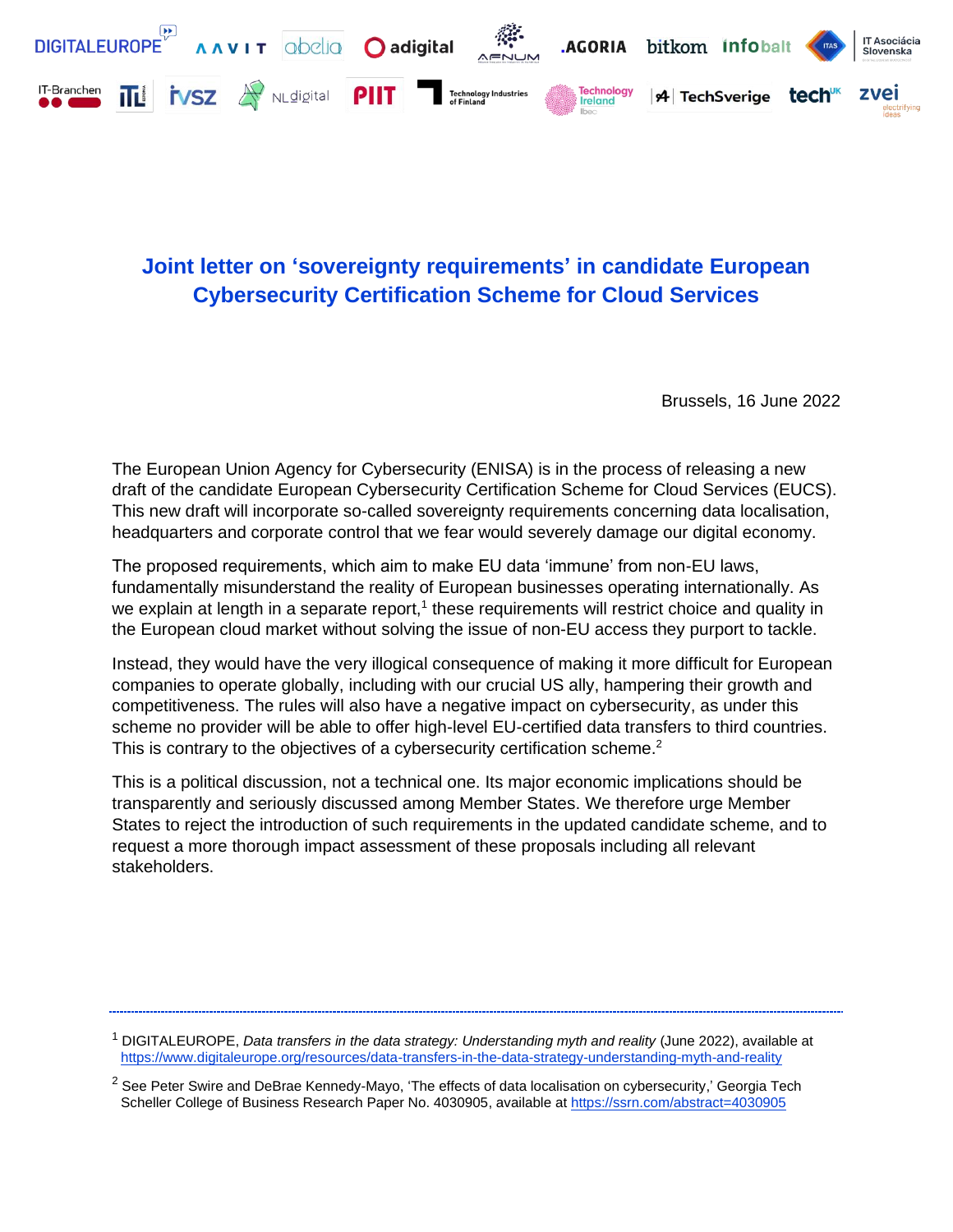# Joint letter on 'sovereignty requirements' in candidate European Cybersecurity Certification Scheme for Cloud Services

Brussels, 16 June 2022

The European Union Agency for Cybersecurity (ENISA) is in the process of releasing a new draft of the candidate European Cybersecurity Certification Scheme for Cloud Services (EUCS). This new draft will incorporate so-called sovereignty requirements concerning data localisation, headquarters and corporate control that we fear would severely damage our digital economy.

The proposed requirements, which aim to make EU data 'immune' from non-EU laws, fundamentally misunderstand the reality of European businesses operating internationally. As we explain at length in a separate report,[1] these requirements will restrict choice and quality in the European cloud market without solving the issue of non-EU access they purport to tackle.

Instead, they would have the very illogical consequence of making it more difficult for European companies to operate globally, including with our crucial US ally, hampering their growth and competitiveness. The rules will also have a negative impact on cybersecurity, as under this scheme no provider will be able to offer high-level EU-certified data transfers to third countries. This is contrary to the objectives of a cybersecurity certification scheme.[2]

This is a political discussion, not a technical one. Its major economic implications should be transparently and seriously discussed among Member States. We therefore urge Member States to reject the introduction of such requirements in the updated candidate scheme, and to request a more thorough impact assessment of these proposals including all relevant stakeholders.

---

[1] DIGITALEUROPE, *Data transfers in the data strategy: Understanding myth and reality* (June 2022), available at https://www.digitaleurope.org/resources/data-transfers-in-the-data-strategy-understanding-myth-and-reality

[2] See Peter Swire and DeBrae Kennedy-Mayo, 'The effects of data localisation on cybersecurity,' Georgia Tech Scheller College of Business Research Paper No. 4030905, available at https://ssrn.com/abstract=4030905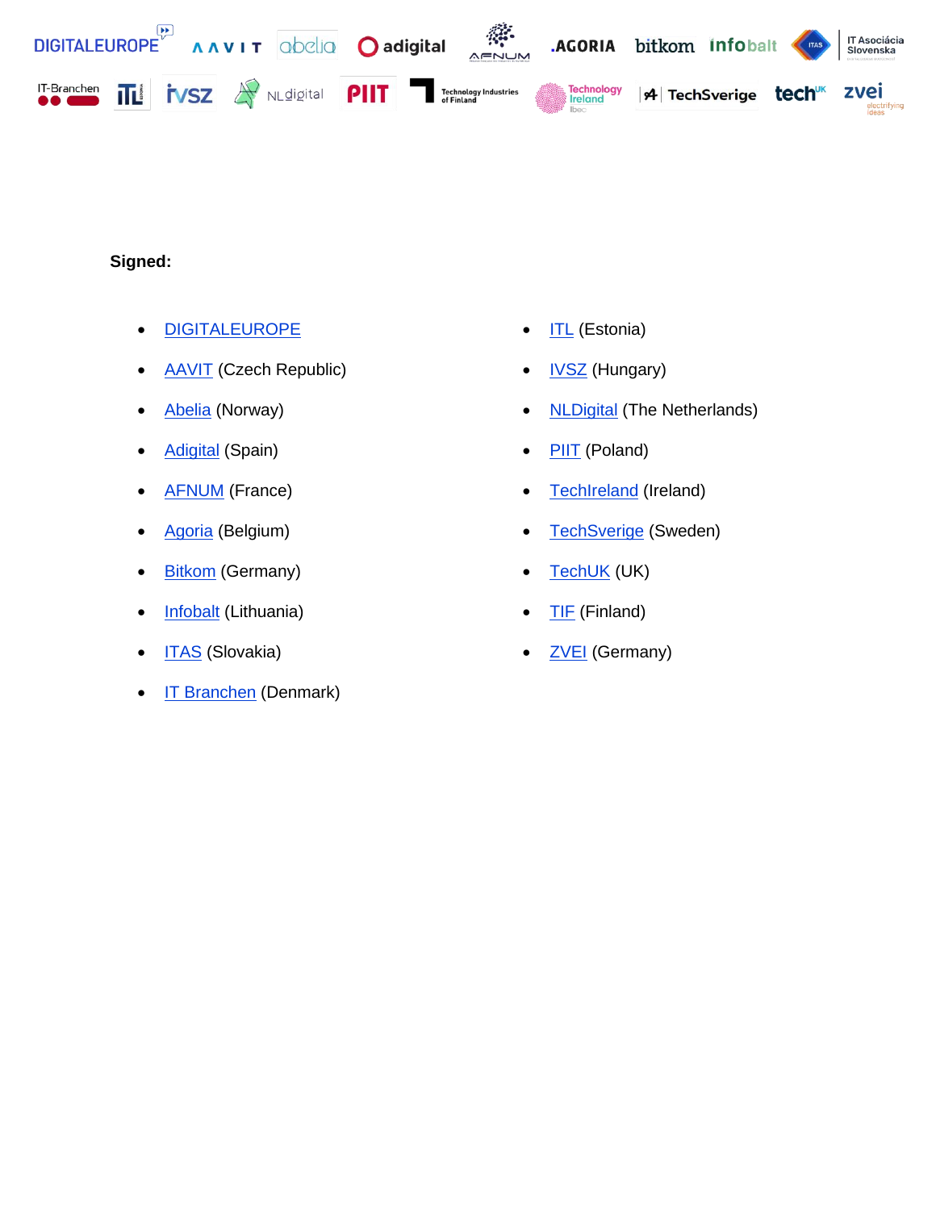**Signed:**

- DIGITALEUROPE
- AAVIT (Czech Republic)
- Abelia (Norway)
- Adigital (Spain)
- AFNUM (France)
- Agoria (Belgium)
- Bitkom (Germany)
- Infobalt (Lithuania)
- ITAS (Slovakia)
- IT Branchen (Denmark)
- ITL (Estonia)
- IVSZ (Hungary)
- NLDigital (The Netherlands)
- PIIT (Poland)
- TechIreland (Ireland)
- TechSverige (Sweden)
- TechUK (UK)
- TIF (Finland)
- ZVEI (Germany)